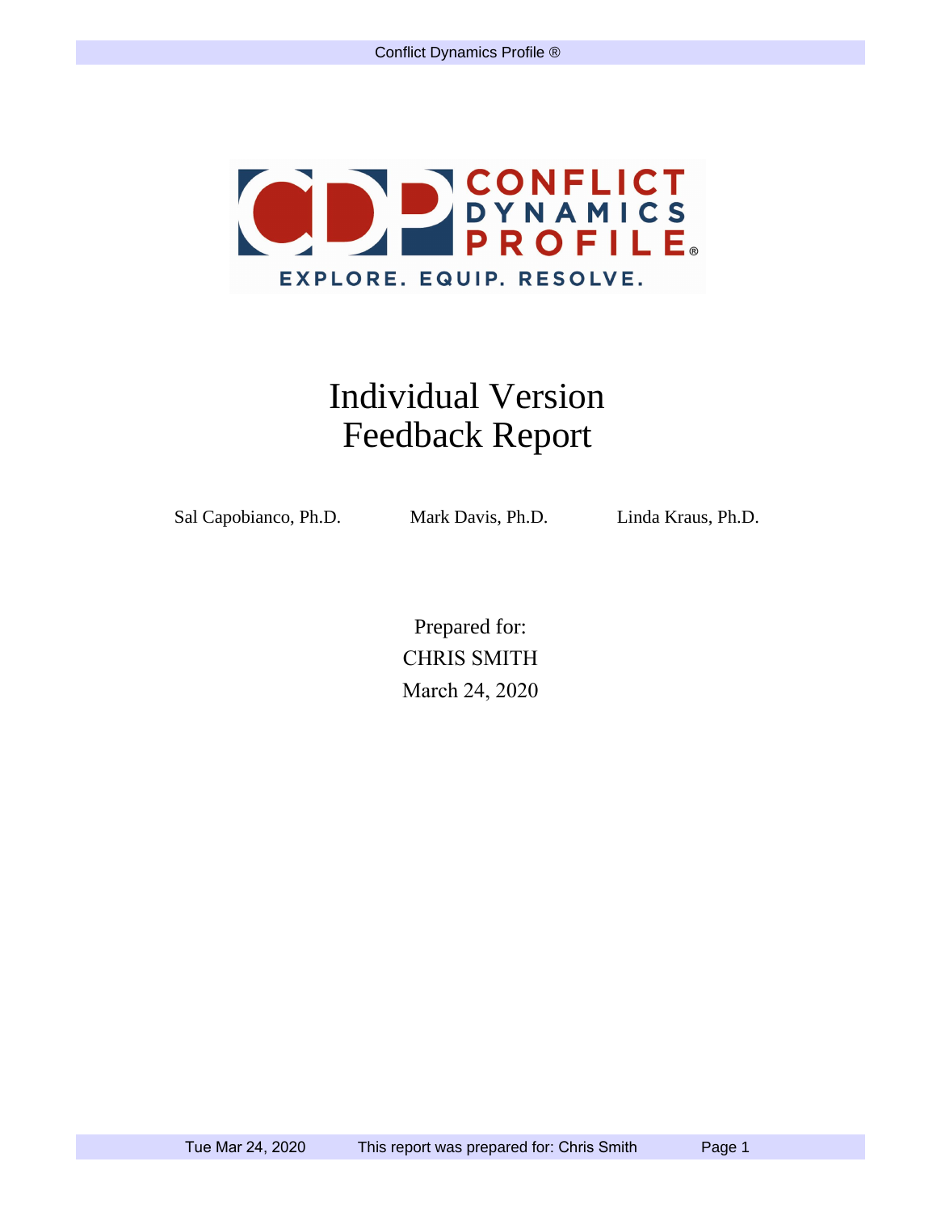# Individual Version
# Feedback Report

Sal Capobianco, Ph.D. Mark Davis, Ph.D. Linda Kraus, Ph.D.

Prepared for:
CHRIS SMITH
March 24, 2020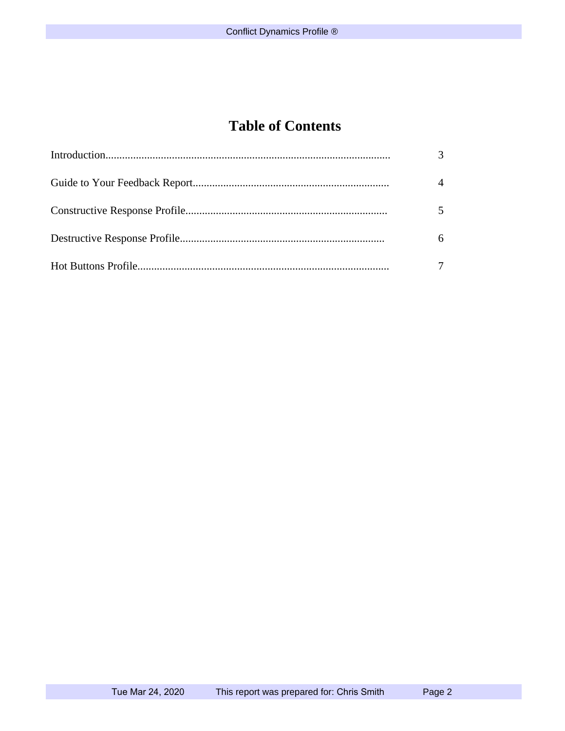# Table of Contents

| | |
|---|---|
| Introduction | 3 |
| Guide to Your Feedback Report | 4 |
| Constructive Response Profile | 5 |
| Destructive Response Profile | 6 |
| Hot Buttons Profile | 7 |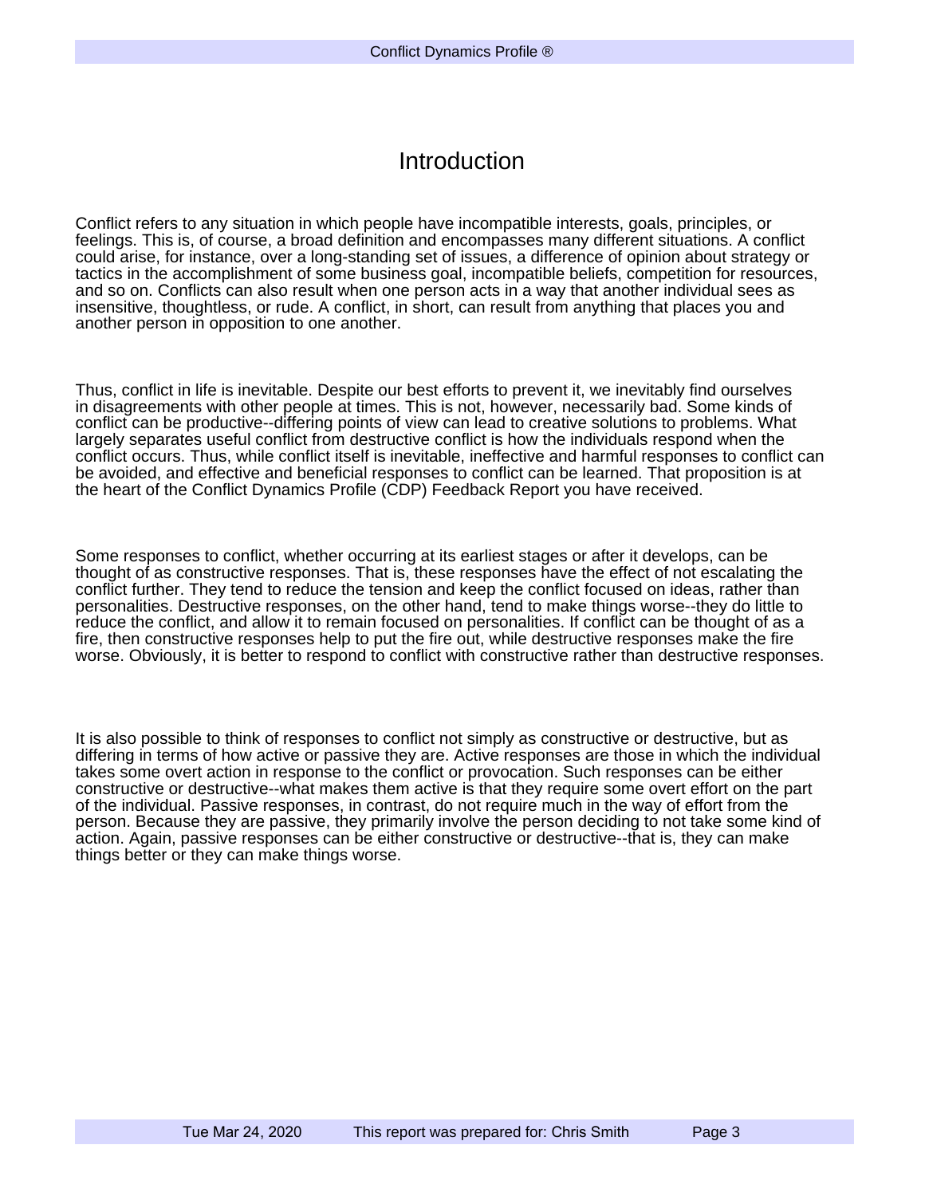# Introduction

Conflict refers to any situation in which people have incompatible interests, goals, principles, or feelings. This is, of course, a broad definition and encompasses many different situations. A conflict could arise, for instance, over a long-standing set of issues, a difference of opinion about strategy or tactics in the accomplishment of some business goal, incompatible beliefs, competition for resources, and so on. Conflicts can also result when one person acts in a way that another individual sees as insensitive, thoughtless, or rude. A conflict, in short, can result from anything that places you and another person in opposition to one another.

Thus, conflict in life is inevitable. Despite our best efforts to prevent it, we inevitably find ourselves in disagreements with other people at times. This is not, however, necessarily bad. Some kinds of conflict can be productive--differing points of view can lead to creative solutions to problems. What largely separates useful conflict from destructive conflict is how the individuals respond when the conflict occurs. Thus, while conflict itself is inevitable, ineffective and harmful responses to conflict can be avoided, and effective and beneficial responses to conflict can be learned. That proposition is at the heart of the Conflict Dynamics Profile (CDP) Feedback Report you have received.

Some responses to conflict, whether occurring at its earliest stages or after it develops, can be thought of as constructive responses. That is, these responses have the effect of not escalating the conflict further. They tend to reduce the tension and keep the conflict focused on ideas, rather than personalities. Destructive responses, on the other hand, tend to make things worse--they do little to reduce the conflict, and allow it to remain focused on personalities. If conflict can be thought of as a fire, then constructive responses help to put the fire out, while destructive responses make the fire worse. Obviously, it is better to respond to conflict with constructive rather than destructive responses.

It is also possible to think of responses to conflict not simply as constructive or destructive, but as differing in terms of how active or passive they are. Active responses are those in which the individual takes some overt action in response to the conflict or provocation. Such responses can be either constructive or destructive--what makes them active is that they require some overt effort on the part of the individual. Passive responses, in contrast, do not require much in the way of effort from the person. Because they are passive, they primarily involve the person deciding to not take some kind of action. Again, passive responses can be either constructive or destructive--that is, they can make things better or they can make things worse.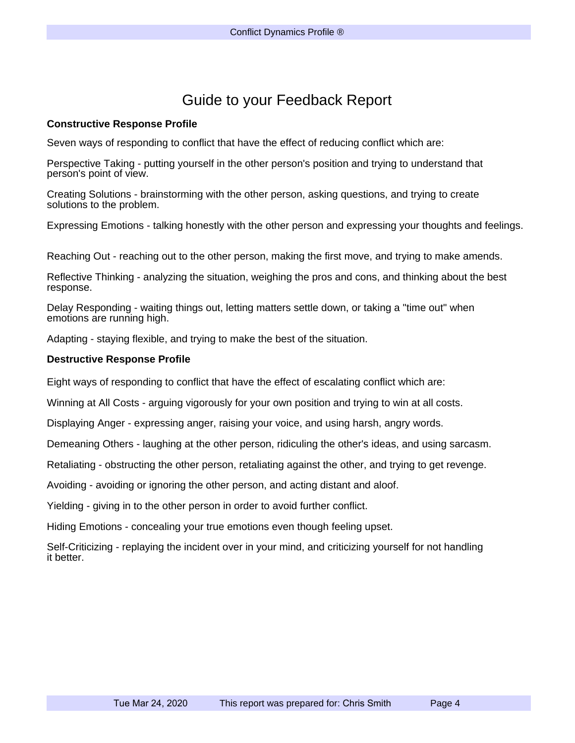# Guide to your Feedback Report

**Constructive Response Profile**

Seven ways of responding to conflict that have the effect of reducing conflict which are:

Perspective Taking - putting yourself in the other person's position and trying to understand that person's point of view.

Creating Solutions - brainstorming with the other person, asking questions, and trying to create solutions to the problem.

Expressing Emotions - talking honestly with the other person and expressing your thoughts and feelings.

Reaching Out - reaching out to the other person, making the first move, and trying to make amends.

Reflective Thinking - analyzing the situation, weighing the pros and cons, and thinking about the best response.

Delay Responding - waiting things out, letting matters settle down, or taking a "time out" when emotions are running high.

Adapting - staying flexible, and trying to make the best of the situation.

**Destructive Response Profile**

Eight ways of responding to conflict that have the effect of escalating conflict which are:

Winning at All Costs - arguing vigorously for your own position and trying to win at all costs.

Displaying Anger - expressing anger, raising your voice, and using harsh, angry words.

Demeaning Others - laughing at the other person, ridiculing the other's ideas, and using sarcasm.

Retaliating - obstructing the other person, retaliating against the other, and trying to get revenge.

Avoiding - avoiding or ignoring the other person, and acting distant and aloof.

Yielding - giving in to the other person in order to avoid further conflict.

Hiding Emotions - concealing your true emotions even though feeling upset.

Self-Criticizing - replaying the incident over in your mind, and criticizing yourself for not handling it better.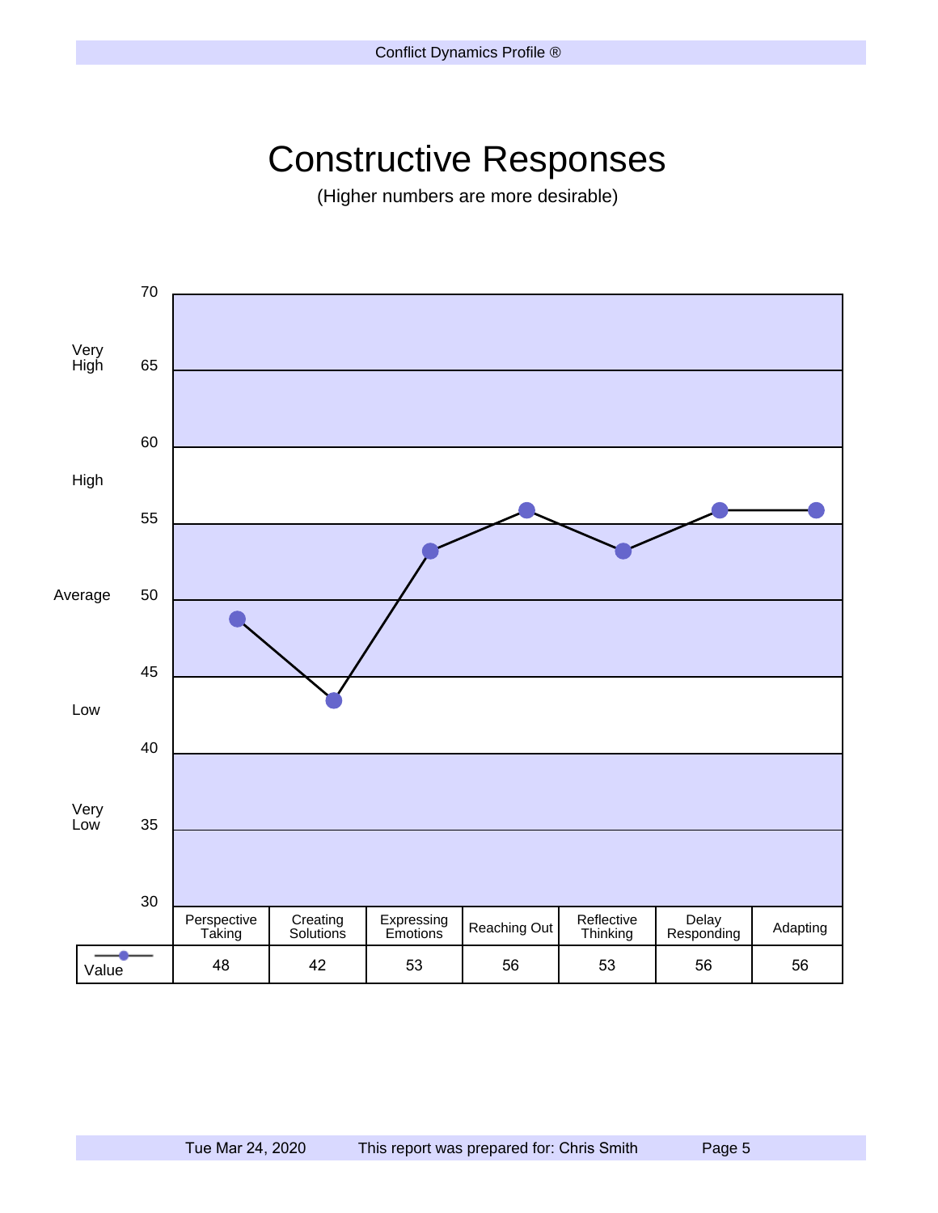# Constructive Responses

(Higher numbers are more desirable)

| | Perspective Taking | Creating Solutions | Expressing Emotions | Reaching Out | Reflective Thinking | Delay Responding | Adapting |
|---|---|---|---|---|---|---|---|
| Value | 48 | 42 | 53 | 56 | 53 | 56 | 56 |

Scale: Very High (60–70), High (55–60), Average (45–55), Low (40–45), Very Low (30–40)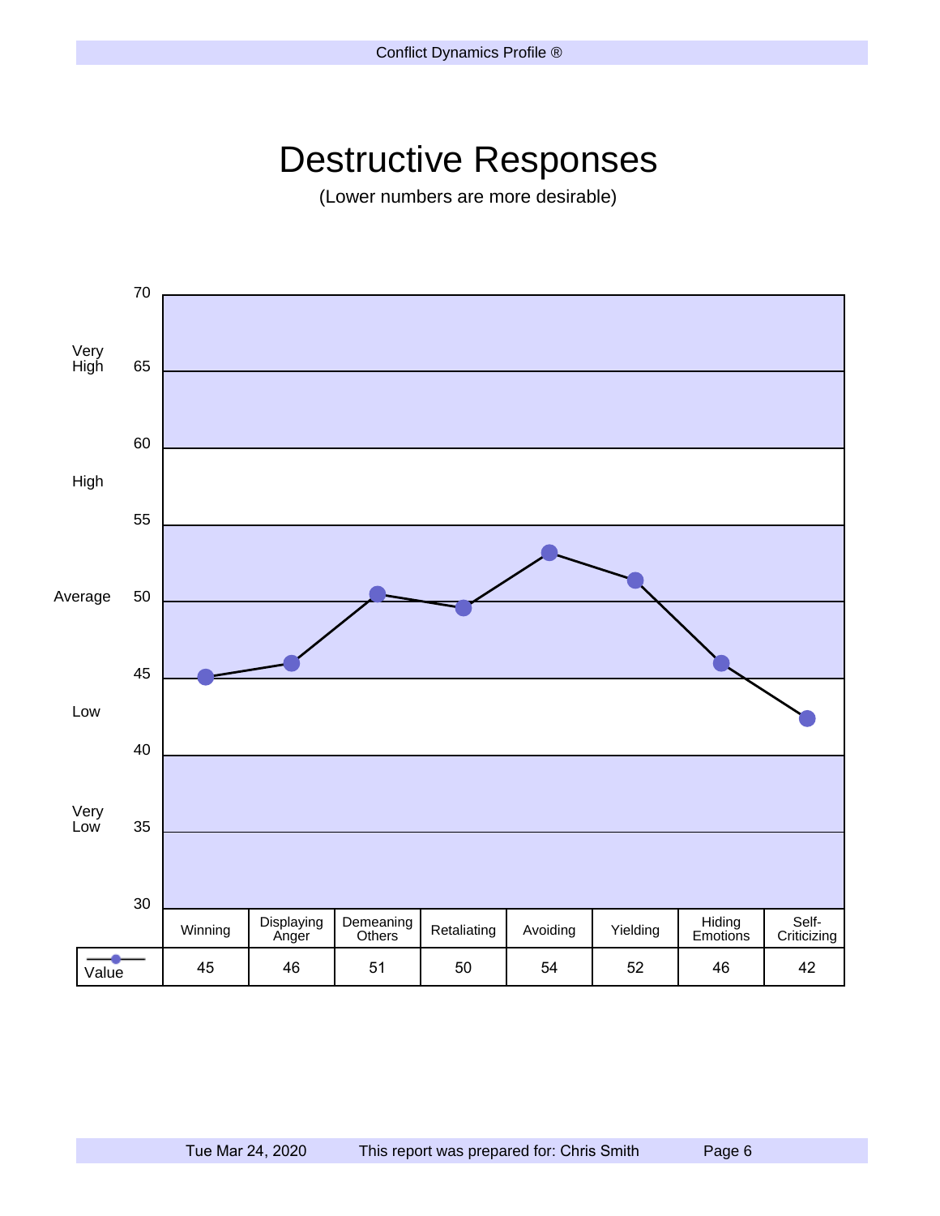# Destructive Responses

(Lower numbers are more desirable)

| | Winning | Displaying Anger | Demeaning Others | Retaliating | Avoiding | Yielding | Hiding Emotions | Self-Criticizing |
|---|---|---|---|---|---|---|---|---|
| Value | 45 | 46 | 51 | 50 | 54 | 52 | 46 | 42 |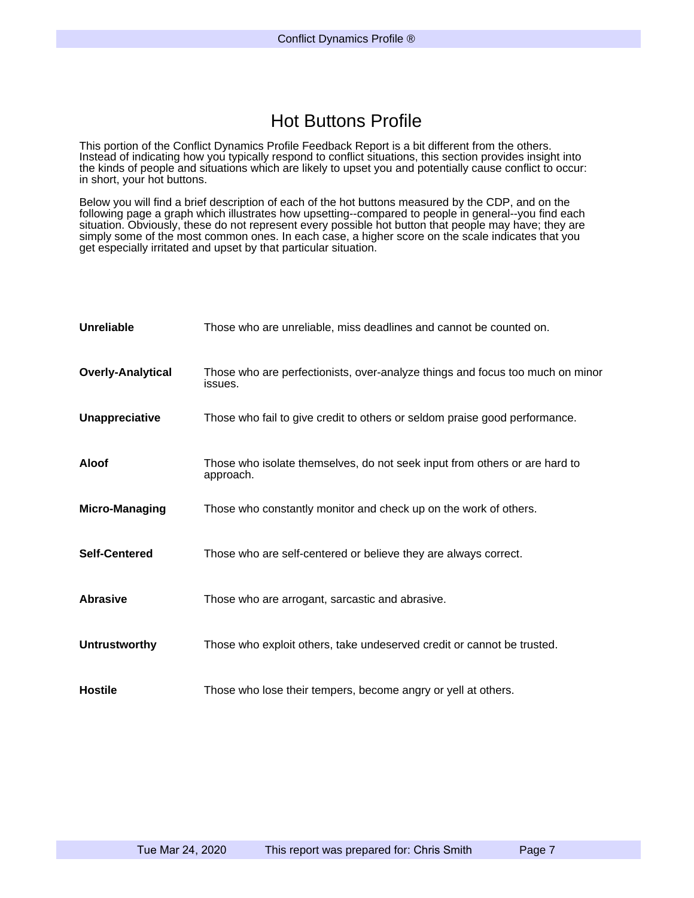# Hot Buttons Profile

This portion of the Conflict Dynamics Profile Feedback Report is a bit different from the others. Instead of indicating how you typically respond to conflict situations, this section provides insight into the kinds of people and situations which are likely to upset you and potentially cause conflict to occur: in short, your hot buttons.

Below you will find a brief description of each of the hot buttons measured by the CDP, and on the following page a graph which illustrates how upsetting--compared to people in general--you find each situation. Obviously, these do not represent every possible hot button that people may have; they are simply some of the most common ones. In each case, a higher score on the scale indicates that you get especially irritated and upset by that particular situation.

**Unreliable** — Those who are unreliable, miss deadlines and cannot be counted on.

**Overly-Analytical** — Those who are perfectionists, over-analyze things and focus too much on minor issues.

**Unappreciative** — Those who fail to give credit to others or seldom praise good performance.

**Aloof** — Those who isolate themselves, do not seek input from others or are hard to approach.

**Micro-Managing** — Those who constantly monitor and check up on the work of others.

**Self-Centered** — Those who are self-centered or believe they are always correct.

**Abrasive** — Those who are arrogant, sarcastic and abrasive.

**Untrustworthy** — Those who exploit others, take undeserved credit or cannot be trusted.

**Hostile** — Those who lose their tempers, become angry or yell at others.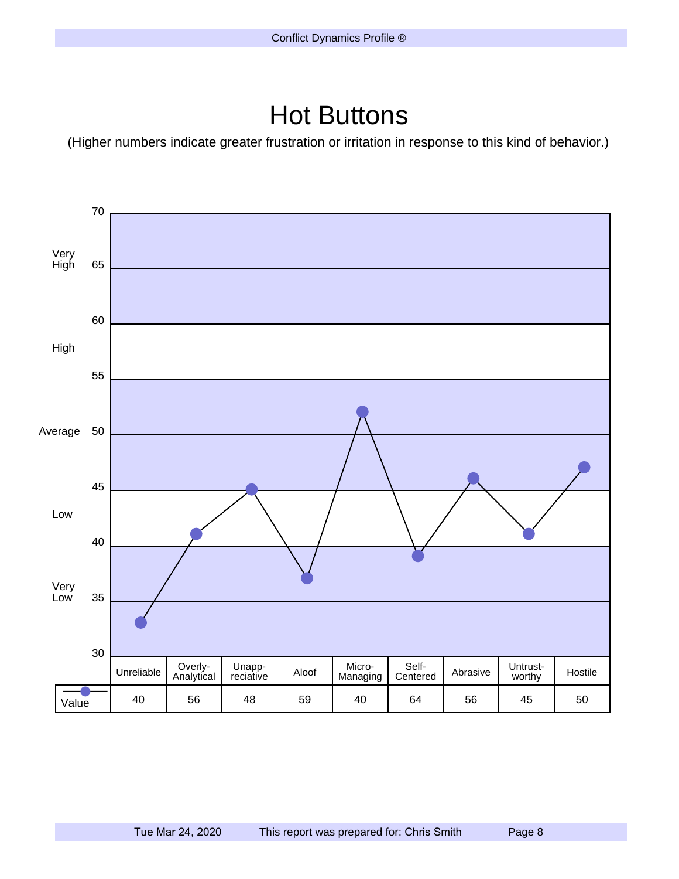# Hot Buttons

(Higher numbers indicate greater frustration or irritation in response to this kind of behavior.)

70
Very High
65
60
High
55
Average
50
45
Low
40
Very Low
35
30

Unreliable
Overly-Analytical
Unapp-reciative
Aloof
Micro-Managing
Self-Centered
Abrasive
Untrust-worthy
Hostile

Value
40
56
48
59
40
64
56
45
50